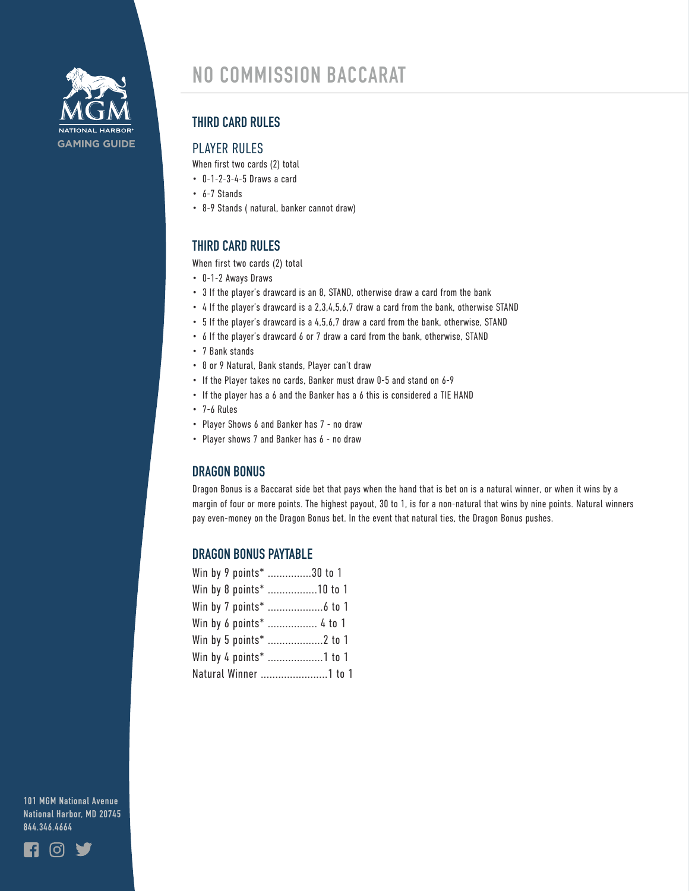MGM NATIONAL HARBOR
GAMING GUIDE

# NO COMMISSION BACCARAT

## THIRD CARD RULES

### PLAYER RULES

When first two cards (2) total

- 0-1-2-3-4-5 Draws a card
- 6-7 Stands
- 8-9 Stands ( natural, banker cannot draw)

## THIRD CARD RULES

When first two cards (2) total

- 0-1-2 Aways Draws
- 3 If the player's drawcard is an 8, STAND, otherwise draw a card from the bank
- 4 If the player's drawcard is a 2,3,4,5,6,7 draw a card from the bank, otherwise STAND
- 5 If the player's drawcard is a 4,5,6,7 draw a card from the bank, otherwise, STAND
- 6 If the player's drawcard 6 or 7 draw a card from the bank, otherwise, STAND
- 7 Bank stands
- 8 or 9 Natural, Bank stands, Player can't draw
- If the Player takes no cards, Banker must draw 0-5 and stand on 6-9
- If the player has a 6 and the Banker has a 6 this is considered a TIE HAND
- 7-6 Rules
- Player Shows 6 and Banker has 7 - no draw
- Player shows 7 and Banker has 6 - no draw

## DRAGON BONUS

Dragon Bonus is a Baccarat side bet that pays when the hand that is bet on is a natural winner, or when it wins by a margin of four or more points. The highest payout, 30 to 1, is for a non-natural that wins by nine points. Natural winners pay even-money on the Dragon Bonus bet. In the event that natural ties, the Dragon Bonus pushes.

## DRAGON BONUS PAYTABLE

Win by 9 points* ...............30 to 1
Win by 8 points* .................10 to 1
Win by 7 points* ...................6 to 1
Win by 6 points* ................. 4 to 1
Win by 5 points* ...................2 to 1
Win by 4 points* ...................1 to 1
Natural Winner .......................1 to 1

101 MGM National Avenue
National Harbor, MD 20745
844.346.4664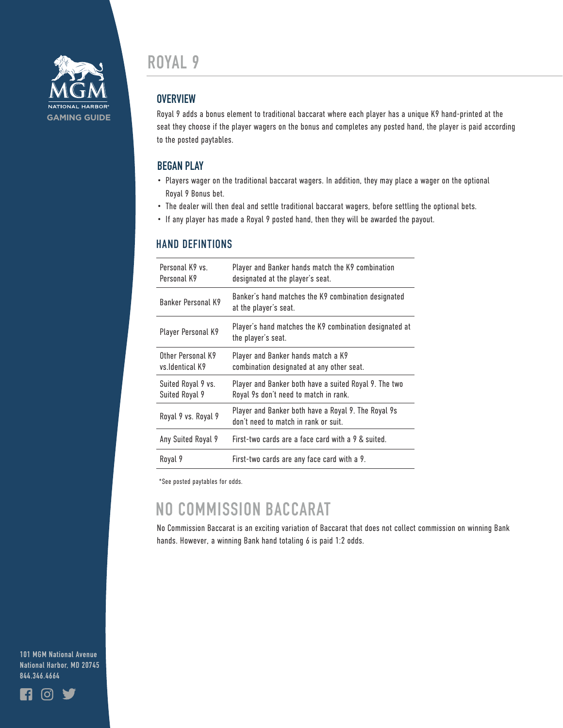# ROYAL 9

## OVERVIEW

Royal 9 adds a bonus element to traditional baccarat where each player has a unique K9 hand-printed at the seat they choose if the player wagers on the bonus and completes any posted hand, the player is paid according to the posted paytables.

## BEGAN PLAY

- Players wager on the traditional baccarat wagers. In addition, they may place a wager on the optional Royal 9 Bonus bet.
- The dealer will then deal and settle traditional baccarat wagers, before settling the optional bets.
- If any player has made a Royal 9 posted hand, then they will be awarded the payout.

## HAND DEFINTIONS

| | |
|---|---|
| Personal K9 vs. Personal K9 | Player and Banker hands match the K9 combination designated at the player's seat. |
| Banker Personal K9 | Banker's hand matches the K9 combination designated at the player's seat. |
| Player Personal K9 | Player's hand matches the K9 combination designated at the player's seat. |
| Other Personal K9 vs.Identical K9 | Player and Banker hands match a K9 combination designated at any other seat. |
| Suited Royal 9 vs. Suited Royal 9 | Player and Banker both have a suited Royal 9. The two Royal 9s don't need to match in rank. |
| Royal 9 vs. Royal 9 | Player and Banker both have a Royal 9. The Royal 9s don't need to match in rank or suit. |
| Any Suited Royal 9 | First-two cards are a face card with a 9 & suited. |
| Royal 9 | First-two cards are any face card with a 9. |

*See posted paytables for odds.

# NO COMMISSION BACCARAT

No Commission Baccarat is an exciting variation of Baccarat that does not collect commission on winning Bank hands. However, a winning Bank hand totaling 6 is paid 1:2 odds.